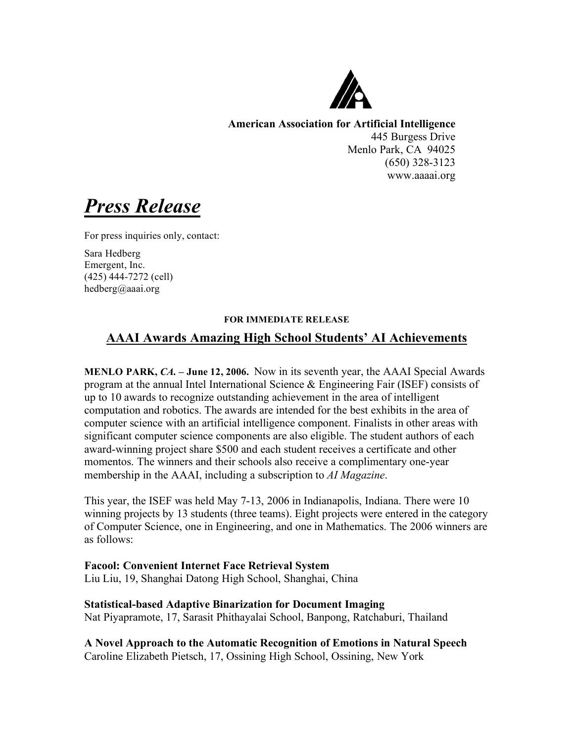**American Association for Artificial Intelligence**
445 Burgess Drive
Menlo Park, CA 94025
(650) 328-3123
www.aaaai.org

# *Press Release*

For press inquiries only, contact:

Sara Hedberg
Emergent, Inc.
(425) 444-7272 (cell)
hedberg@aaai.org

**FOR IMMEDIATE RELEASE**

## AAAI Awards Amazing High School Students' AI Achievements

**MENLO PARK, *CA.* – June 12, 2006.** Now in its seventh year, the AAAI Special Awards program at the annual Intel International Science & Engineering Fair (ISEF) consists of up to 10 awards to recognize outstanding achievement in the area of intelligent computation and robotics. The awards are intended for the best exhibits in the area of computer science with an artificial intelligence component. Finalists in other areas with significant computer science components are also eligible. The student authors of each award-winning project share $500 and each student receives a certificate and other momentos. The winners and their schools also receive a complimentary one-year membership in the AAAI, including a subscription to *AI Magazine*.

This year, the ISEF was held May 7-13, 2006 in Indianapolis, Indiana. There were 10 winning projects by 13 students (three teams). Eight projects were entered in the category of Computer Science, one in Engineering, and one in Mathematics. The 2006 winners are as follows:

**Facool: Convenient Internet Face Retrieval System**
Liu Liu, 19, Shanghai Datong High School, Shanghai, China

**Statistical-based Adaptive Binarization for Document Imaging**
Nat Piyapramote, 17, Sarasit Phithayalai School, Banpong, Ratchaburi, Thailand

**A Novel Approach to the Automatic Recognition of Emotions in Natural Speech**
Caroline Elizabeth Pietsch, 17, Ossining High School, Ossining, New York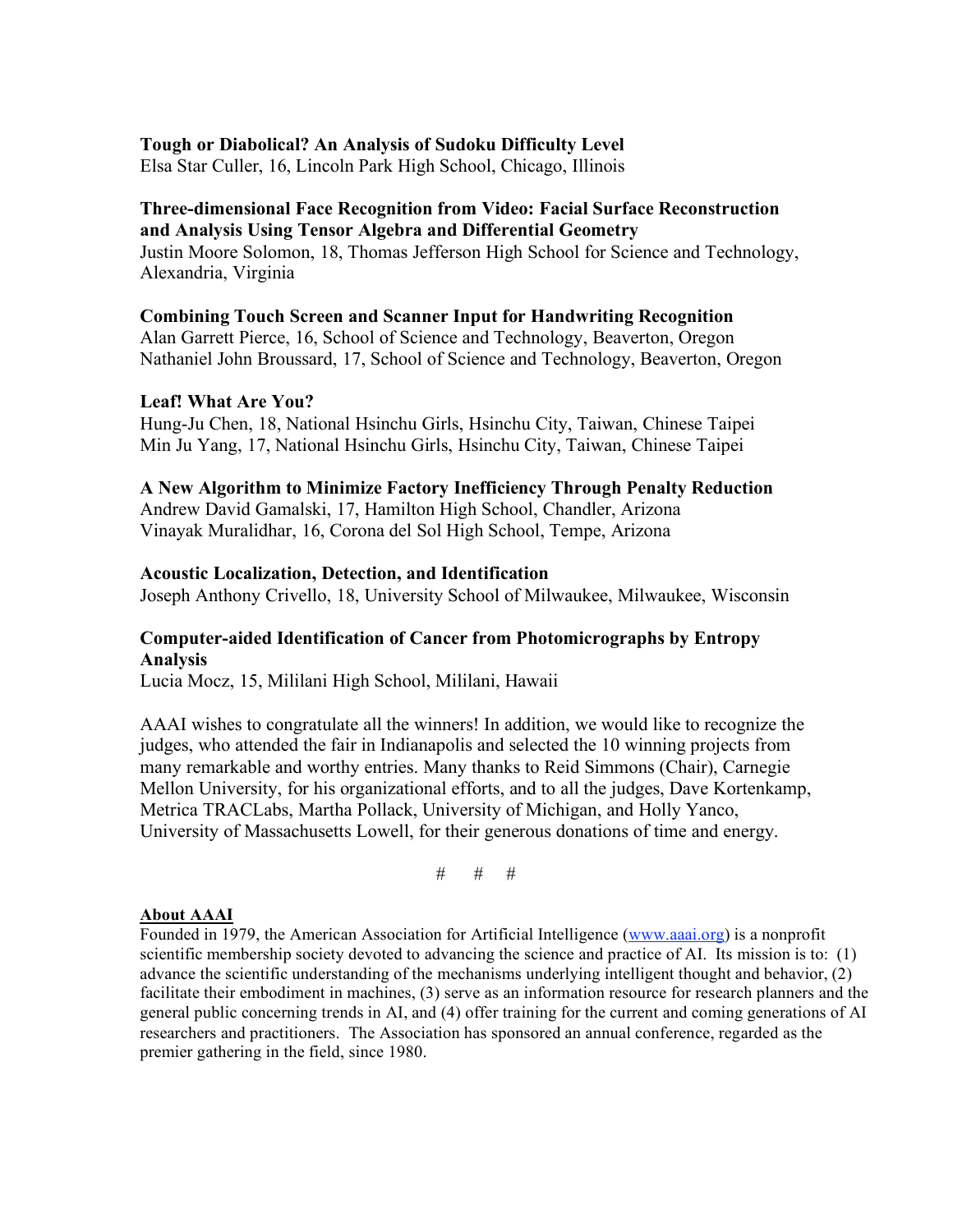**Tough or Diabolical? An Analysis of Sudoku Difficulty Level**
Elsa Star Culler, 16, Lincoln Park High School, Chicago, Illinois

**Three-dimensional Face Recognition from Video: Facial Surface Reconstruction and Analysis Using Tensor Algebra and Differential Geometry**
Justin Moore Solomon, 18, Thomas Jefferson High School for Science and Technology, Alexandria, Virginia

**Combining Touch Screen and Scanner Input for Handwriting Recognition**
Alan Garrett Pierce, 16, School of Science and Technology, Beaverton, Oregon
Nathaniel John Broussard, 17, School of Science and Technology, Beaverton, Oregon

**Leaf! What Are You?**
Hung-Ju Chen, 18, National Hsinchu Girls, Hsinchu City, Taiwan, Chinese Taipei
Min Ju Yang, 17, National Hsinchu Girls, Hsinchu City, Taiwan, Chinese Taipei

**A New Algorithm to Minimize Factory Inefficiency Through Penalty Reduction**
Andrew David Gamalski, 17, Hamilton High School, Chandler, Arizona
Vinayak Muralidhar, 16, Corona del Sol High School, Tempe, Arizona

**Acoustic Localization, Detection, and Identification**
Joseph Anthony Crivello, 18, University School of Milwaukee, Milwaukee, Wisconsin

**Computer-aided Identification of Cancer from Photomicrographs by Entropy Analysis**
Lucia Mocz, 15, Mililani High School, Mililani, Hawaii

AAAI wishes to congratulate all the winners! In addition, we would like to recognize the judges, who attended the fair in Indianapolis and selected the 10 winning projects from many remarkable and worthy entries. Many thanks to Reid Simmons (Chair), Carnegie Mellon University, for his organizational efforts, and to all the judges, Dave Kortenkamp, Metrica TRACLabs, Martha Pollack, University of Michigan, and Holly Yanco, University of Massachusetts Lowell, for their generous donations of time and energy.

# # #

**About AAAI**
Founded in 1979, the American Association for Artificial Intelligence (www.aaai.org) is a nonprofit scientific membership society devoted to advancing the science and practice of AI. Its mission is to: (1) advance the scientific understanding of the mechanisms underlying intelligent thought and behavior, (2) facilitate their embodiment in machines, (3) serve as an information resource for research planners and the general public concerning trends in AI, and (4) offer training for the current and coming generations of AI researchers and practitioners. The Association has sponsored an annual conference, regarded as the premier gathering in the field, since 1980.